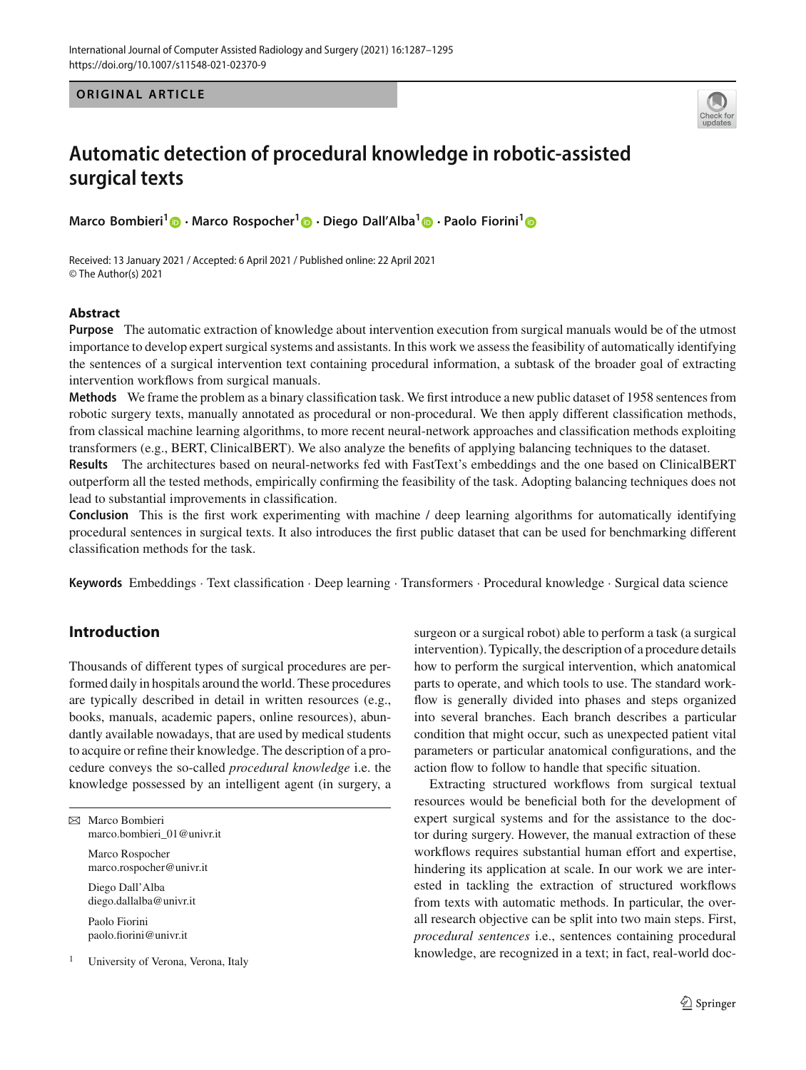ORIGINAL ARTICLE

# Automatic detection of procedural knowledge in robotic-assisted surgical texts

**Marco Bombieri[1] · Marco Rospocher[1] · Diego Dall'Alba[1] · Paolo Fiorini[1]**

Received: 13 January 2021 / Accepted: 6 April 2021 / Published online: 22 April 2021
© The Author(s) 2021

## Abstract

**Purpose** The automatic extraction of knowledge about intervention execution from surgical manuals would be of the utmost importance to develop expert surgical systems and assistants. In this work we assess the feasibility of automatically identifying the sentences of a surgical intervention text containing procedural information, a subtask of the broader goal of extracting intervention workflows from surgical manuals.

**Methods** We frame the problem as a binary classification task. We first introduce a new public dataset of 1958 sentences from robotic surgery texts, manually annotated as procedural or non-procedural. We then apply different classification methods, from classical machine learning algorithms, to more recent neural-network approaches and classification methods exploiting transformers (e.g., BERT, ClinicalBERT). We also analyze the benefits of applying balancing techniques to the dataset.

**Results** The architectures based on neural-networks fed with FastText's embeddings and the one based on ClinicalBERT outperform all the tested methods, empirically confirming the feasibility of the task. Adopting balancing techniques does not lead to substantial improvements in classification.

**Conclusion** This is the first work experimenting with machine / deep learning algorithms for automatically identifying procedural sentences in surgical texts. It also introduces the first public dataset that can be used for benchmarking different classification methods for the task.

**Keywords** Embeddings · Text classification · Deep learning · Transformers · Procedural knowledge · Surgical data science

## Introduction

Thousands of different types of surgical procedures are performed daily in hospitals around the world. These procedures are typically described in detail in written resources (e.g., books, manuals, academic papers, online resources), abundantly available nowadays, that are used by medical students to acquire or refine their knowledge. The description of a procedure conveys the so-called *procedural knowledge* i.e. the knowledge possessed by an intelligent agent (in surgery, a surgeon or a surgical robot) able to perform a task (a surgical intervention). Typically, the description of a procedure details how to perform the surgical intervention, which anatomical parts to operate, and which tools to use. The standard workflow is generally divided into phases and steps organized into several branches. Each branch describes a particular condition that might occur, such as unexpected patient vital parameters or particular anatomical configurations, and the action flow to follow to handle that specific situation.

Extracting structured workflows from surgical textual resources would be beneficial both for the development of expert surgical systems and for the assistance to the doctor during surgery. However, the manual extraction of these workflows requires substantial human effort and expertise, hindering its application at scale. In our work we are interested in tackling the extraction of structured workflows from texts with automatic methods. In particular, the overall research objective can be split into two main steps. First, *procedural sentences* i.e., sentences containing procedural knowledge, are recognized in a text; in fact, real-world doc-

✉ Marco Bombieri
marco.bombieri_01@univr.it

Marco Rospocher
marco.rospocher@univr.it

Diego Dall'Alba
diego.dallalba@univr.it

Paolo Fiorini
paolo.fiorini@univr.it

[1] University of Verona, Verona, Italy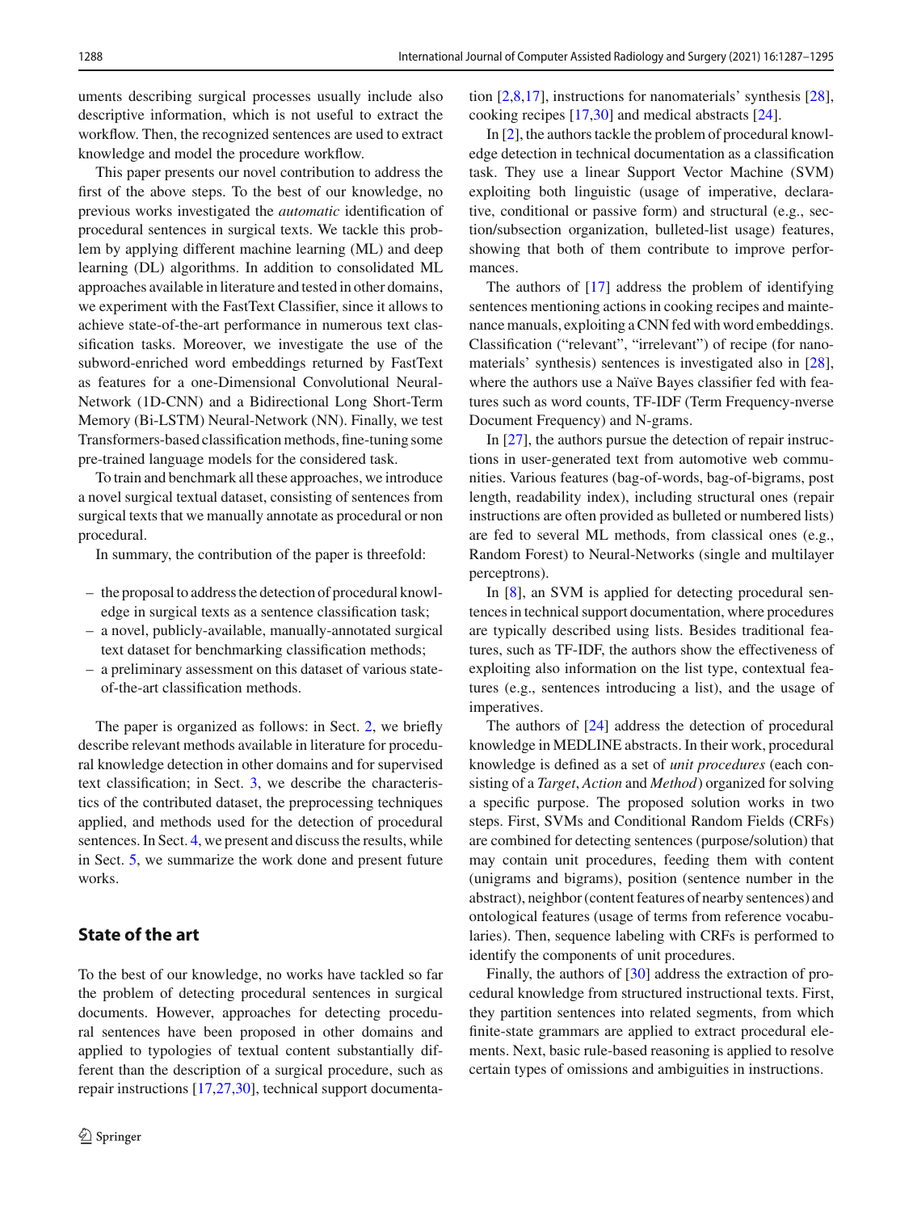uments describing surgical processes usually include also descriptive information, which is not useful to extract the workflow. Then, the recognized sentences are used to extract knowledge and model the procedure workflow.

This paper presents our novel contribution to address the first of the above steps. To the best of our knowledge, no previous works investigated the *automatic* identification of procedural sentences in surgical texts. We tackle this problem by applying different machine learning (ML) and deep learning (DL) algorithms. In addition to consolidated ML approaches available in literature and tested in other domains, we experiment with the FastText Classifier, since it allows to achieve state-of-the-art performance in numerous text classification tasks. Moreover, we investigate the use of the subword-enriched word embeddings returned by FastText as features for a one-Dimensional Convolutional Neural-Network (1D-CNN) and a Bidirectional Long Short-Term Memory (Bi-LSTM) Neural-Network (NN). Finally, we test Transformers-based classification methods, fine-tuning some pre-trained language models for the considered task.

To train and benchmark all these approaches, we introduce a novel surgical textual dataset, consisting of sentences from surgical texts that we manually annotate as procedural or non procedural.

In summary, the contribution of the paper is threefold:

- the proposal to address the detection of procedural knowledge in surgical texts as a sentence classification task;
- a novel, publicly-available, manually-annotated surgical text dataset for benchmarking classification methods;
- a preliminary assessment on this dataset of various state-of-the-art classification methods.

The paper is organized as follows: in Sect. 2, we briefly describe relevant methods available in literature for procedural knowledge detection in other domains and for supervised text classification; in Sect. 3, we describe the characteristics of the contributed dataset, the preprocessing techniques applied, and methods used for the detection of procedural sentences. In Sect. 4, we present and discuss the results, while in Sect. 5, we summarize the work done and present future works.

## State of the art

To the best of our knowledge, no works have tackled so far the problem of detecting procedural sentences in surgical documents. However, approaches for detecting procedural sentences have been proposed in other domains and applied to typologies of textual content substantially different than the description of a surgical procedure, such as repair instructions [17,27,30], technical support documentation [2,8,17], instructions for nanomaterials' synthesis [28], cooking recipes [17,30] and medical abstracts [24].

In [2], the authors tackle the problem of procedural knowledge detection in technical documentation as a classification task. They use a linear Support Vector Machine (SVM) exploiting both linguistic (usage of imperative, declarative, conditional or passive form) and structural (e.g., section/subsection organization, bulleted-list usage) features, showing that both of them contribute to improve performances.

The authors of [17] address the problem of identifying sentences mentioning actions in cooking recipes and maintenance manuals, exploiting a CNN fed with word embeddings. Classification ("relevant", "irrelevant") of recipe (for nanomaterials' synthesis) sentences is investigated also in [28], where the authors use a Naïve Bayes classifier fed with features such as word counts, TF-IDF (Term Frequency-nverse Document Frequency) and N-grams.

In [27], the authors pursue the detection of repair instructions in user-generated text from automotive web communities. Various features (bag-of-words, bag-of-bigrams, post length, readability index), including structural ones (repair instructions are often provided as bulleted or numbered lists) are fed to several ML methods, from classical ones (e.g., Random Forest) to Neural-Networks (single and multilayer perceptrons).

In [8], an SVM is applied for detecting procedural sentences in technical support documentation, where procedures are typically described using lists. Besides traditional features, such as TF-IDF, the authors show the effectiveness of exploiting also information on the list type, contextual features (e.g., sentences introducing a list), and the usage of imperatives.

The authors of [24] address the detection of procedural knowledge in MEDLINE abstracts. In their work, procedural knowledge is defined as a set of *unit procedures* (each consisting of a *Target*, *Action* and *Method*) organized for solving a specific purpose. The proposed solution works in two steps. First, SVMs and Conditional Random Fields (CRFs) are combined for detecting sentences (purpose/solution) that may contain unit procedures, feeding them with content (unigrams and bigrams), position (sentence number in the abstract), neighbor (content features of nearby sentences) and ontological features (usage of terms from reference vocabularies). Then, sequence labeling with CRFs is performed to identify the components of unit procedures.

Finally, the authors of [30] address the extraction of procedural knowledge from structured instructional texts. First, they partition sentences into related segments, from which finite-state grammars are applied to extract procedural elements. Next, basic rule-based reasoning is applied to resolve certain types of omissions and ambiguities in instructions.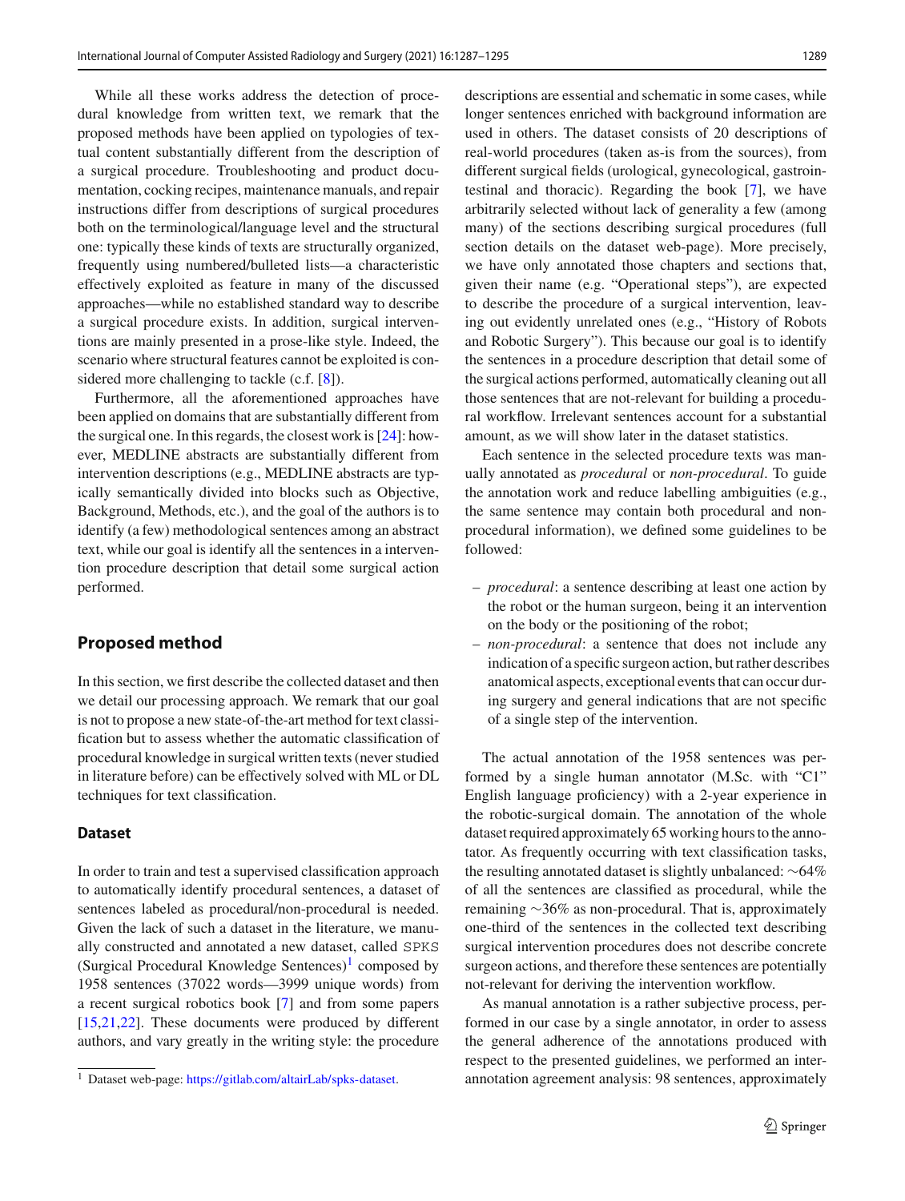While all these works address the detection of procedural knowledge from written text, we remark that the proposed methods have been applied on typologies of textual content substantially different from the description of a surgical procedure. Troubleshooting and product documentation, cocking recipes, maintenance manuals, and repair instructions differ from descriptions of surgical procedures both on the terminological/language level and the structural one: typically these kinds of texts are structurally organized, frequently using numbered/bulleted lists—a characteristic effectively exploited as feature in many of the discussed approaches—while no established standard way to describe a surgical procedure exists. In addition, surgical interventions are mainly presented in a prose-like style. Indeed, the scenario where structural features cannot be exploited is considered more challenging to tackle (c.f. [8]).

Furthermore, all the aforementioned approaches have been applied on domains that are substantially different from the surgical one. In this regards, the closest work is [24]: however, MEDLINE abstracts are substantially different from intervention descriptions (e.g., MEDLINE abstracts are typically semantically divided into blocks such as Objective, Background, Methods, etc.), and the goal of the authors is to identify (a few) methodological sentences among an abstract text, while our goal is identify all the sentences in a intervention procedure description that detail some surgical action performed.

## Proposed method

In this section, we first describe the collected dataset and then we detail our processing approach. We remark that our goal is not to propose a new state-of-the-art method for text classification but to assess whether the automatic classification of procedural knowledge in surgical written texts (never studied in literature before) can be effectively solved with ML or DL techniques for text classification.

### Dataset

In order to train and test a supervised classification approach to automatically identify procedural sentences, a dataset of sentences labeled as procedural/non-procedural is needed. Given the lack of such a dataset in the literature, we manually constructed and annotated a new dataset, called SPKS (Surgical Procedural Knowledge Sentences)[1] composed by 1958 sentences (37022 words—3999 unique words) from a recent surgical robotics book [7] and from some papers [15,21,22]. These documents were produced by different authors, and vary greatly in the writing style: the procedure descriptions are essential and schematic in some cases, while longer sentences enriched with background information are used in others. The dataset consists of 20 descriptions of real-world procedures (taken as-is from the sources), from different surgical fields (urological, gynecological, gastrointestinal and thoracic). Regarding the book [7], we have arbitrarily selected without lack of generality a few (among many) of the sections describing surgical procedures (full section details on the dataset web-page). More precisely, we have only annotated those chapters and sections that, given their name (e.g. "Operational steps"), are expected to describe the procedure of a surgical intervention, leaving out evidently unrelated ones (e.g., "History of Robots and Robotic Surgery"). This because our goal is to identify the sentences in a procedure description that detail some of the surgical actions performed, automatically cleaning out all those sentences that are not-relevant for building a procedural workflow. Irrelevant sentences account for a substantial amount, as we will show later in the dataset statistics.

Each sentence in the selected procedure texts was manually annotated as *procedural* or *non-procedural*. To guide the annotation work and reduce labelling ambiguities (e.g., the same sentence may contain both procedural and non-procedural information), we defined some guidelines to be followed:

- *procedural*: a sentence describing at least one action by the robot or the human surgeon, being it an intervention on the body or the positioning of the robot;
- *non-procedural*: a sentence that does not include any indication of a specific surgeon action, but rather describes anatomical aspects, exceptional events that can occur during surgery and general indications that are not specific of a single step of the intervention.

The actual annotation of the 1958 sentences was performed by a single human annotator (M.Sc. with "C1" English language proficiency) with a 2-year experience in the robotic-surgical domain. The annotation of the whole dataset required approximately 65 working hours to the annotator. As frequently occurring with text classification tasks, the resulting annotated dataset is slightly unbalanced: ∼64% of all the sentences are classified as procedural, while the remaining ∼36% as non-procedural. That is, approximately one-third of the sentences in the collected text describing surgical intervention procedures does not describe concrete surgeon actions, and therefore these sentences are potentially not-relevant for deriving the intervention workflow.

As manual annotation is a rather subjective process, performed in our case by a single annotator, in order to assess the general adherence of the annotations produced with respect to the presented guidelines, we performed an inter-annotation agreement analysis: 98 sentences, approximately

[1] Dataset web-page: https://gitlab.com/altairLab/spks-dataset.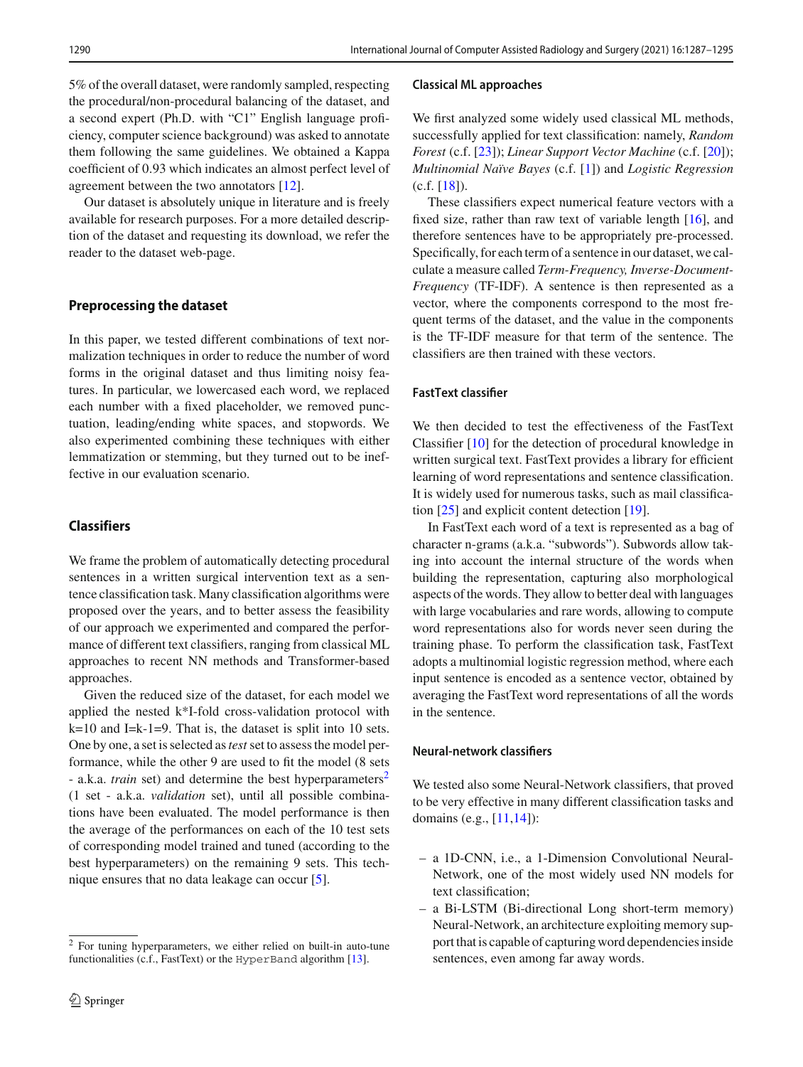5% of the overall dataset, were randomly sampled, respecting the procedural/non-procedural balancing of the dataset, and a second expert (Ph.D. with "C1" English language proficiency, computer science background) was asked to annotate them following the same guidelines. We obtained a Kappa coefficient of 0.93 which indicates an almost perfect level of agreement between the two annotators [12].

Our dataset is absolutely unique in literature and is freely available for research purposes. For a more detailed description of the dataset and requesting its download, we refer the reader to the dataset web-page.

## Preprocessing the dataset

In this paper, we tested different combinations of text normalization techniques in order to reduce the number of word forms in the original dataset and thus limiting noisy features. In particular, we lowercased each word, we replaced each number with a fixed placeholder, we removed punctuation, leading/ending white spaces, and stopwords. We also experimented combining these techniques with either lemmatization or stemming, but they turned out to be ineffective in our evaluation scenario.

## Classifiers

We frame the problem of automatically detecting procedural sentences in a written surgical intervention text as a sentence classification task. Many classification algorithms were proposed over the years, and to better assess the feasibility of our approach we experimented and compared the performance of different text classifiers, ranging from classical ML approaches to recent NN methods and Transformer-based approaches.

Given the reduced size of the dataset, for each model we applied the nested k*I-fold cross-validation protocol with k=10 and I=k-1=9. That is, the dataset is split into 10 sets. One by one, a set is selected as *test* set to assess the model performance, while the other 9 are used to fit the model (8 sets - a.k.a. *train* set) and determine the best hyperparameters[2] (1 set - a.k.a. *validation* set), until all possible combinations have been evaluated. The model performance is then the average of the performances on each of the 10 test sets of corresponding model trained and tuned (according to the best hyperparameters) on the remaining 9 sets. This technique ensures that no data leakage can occur [5].

[2] For tuning hyperparameters, we either relied on built-in auto-tune functionalities (c.f., FastText) or the HyperBand algorithm [13].

### Classical ML approaches

We first analyzed some widely used classical ML methods, successfully applied for text classification: namely, *Random Forest* (c.f. [23]); *Linear Support Vector Machine* (c.f. [20]); *Multinomial Naïve Bayes* (c.f. [1]) and *Logistic Regression* (c.f. [18]).

These classifiers expect numerical feature vectors with a fixed size, rather than raw text of variable length [16], and therefore sentences have to be appropriately pre-processed. Specifically, for each term of a sentence in our dataset, we calculate a measure called *Term-Frequency, Inverse-Document-Frequency* (TF-IDF). A sentence is then represented as a vector, where the components correspond to the most frequent terms of the dataset, and the value in the components is the TF-IDF measure for that term of the sentence. The classifiers are then trained with these vectors.

### FastText classifier

We then decided to test the effectiveness of the FastText Classifier [10] for the detection of procedural knowledge in written surgical text. FastText provides a library for efficient learning of word representations and sentence classification. It is widely used for numerous tasks, such as mail classification [25] and explicit content detection [19].

In FastText each word of a text is represented as a bag of character n-grams (a.k.a. "subwords"). Subwords allow taking into account the internal structure of the words when building the representation, capturing also morphological aspects of the words. They allow to better deal with languages with large vocabularies and rare words, allowing to compute word representations also for words never seen during the training phase. To perform the classification task, FastText adopts a multinomial logistic regression method, where each input sentence is encoded as a sentence vector, obtained by averaging the FastText word representations of all the words in the sentence.

### Neural-network classifiers

We tested also some Neural-Network classifiers, that proved to be very effective in many different classification tasks and domains (e.g., [11,14]):

- a 1D-CNN, i.e., a 1-Dimension Convolutional Neural-Network, one of the most widely used NN models for text classification;
- a Bi-LSTM (Bi-directional Long short-term memory) Neural-Network, an architecture exploiting memory support that is capable of capturing word dependencies inside sentences, even among far away words.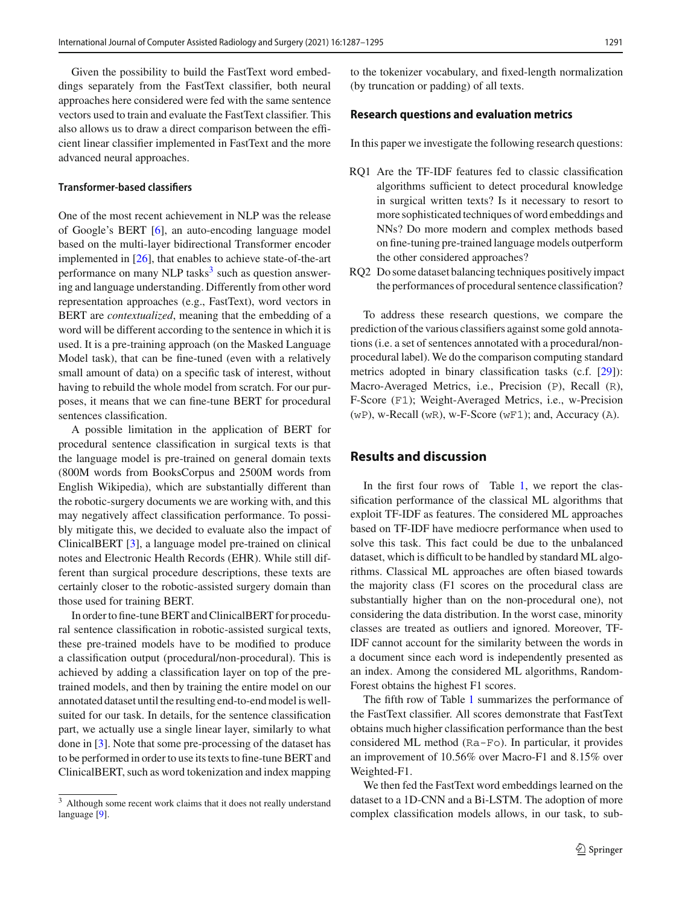Given the possibility to build the FastText word embeddings separately from the FastText classifier, both neural approaches here considered were fed with the same sentence vectors used to train and evaluate the FastText classifier. This also allows us to draw a direct comparison between the efficient linear classifier implemented in FastText and the more advanced neural approaches.

### Transformer-based classifiers

One of the most recent achievement in NLP was the release of Google's BERT [6], an auto-encoding language model based on the multi-layer bidirectional Transformer encoder implemented in [26], that enables to achieve state-of-the-art performance on many NLP tasks[3] such as question answering and language understanding. Differently from other word representation approaches (e.g., FastText), word vectors in BERT are *contextualized*, meaning that the embedding of a word will be different according to the sentence in which it is used. It is a pre-training approach (on the Masked Language Model task), that can be fine-tuned (even with a relatively small amount of data) on a specific task of interest, without having to rebuild the whole model from scratch. For our purposes, it means that we can fine-tune BERT for procedural sentences classification.

A possible limitation in the application of BERT for procedural sentence classification in surgical texts is that the language model is pre-trained on general domain texts (800M words from BooksCorpus and 2500M words from English Wikipedia), which are substantially different than the robotic-surgery documents we are working with, and this may negatively affect classification performance. To possibly mitigate this, we decided to evaluate also the impact of ClinicalBERT [3], a language model pre-trained on clinical notes and Electronic Health Records (EHR). While still different than surgical procedure descriptions, these texts are certainly closer to the robotic-assisted surgery domain than those used for training BERT.

In order to fine-tune BERT and ClinicalBERT for procedural sentence classification in robotic-assisted surgical texts, these pre-trained models have to be modified to produce a classification output (procedural/non-procedural). This is achieved by adding a classification layer on top of the pre-trained models, and then by training the entire model on our annotated dataset until the resulting end-to-end model is well-suited for our task. In details, for the sentence classification part, we actually use a single linear layer, similarly to what done in [3]. Note that some pre-processing of the dataset has to be performed in order to use its texts to fine-tune BERT and ClinicalBERT, such as word tokenization and index mapping to the tokenizer vocabulary, and fixed-length normalization (by truncation or padding) of all texts.

[3] Although some recent work claims that it does not really understand language [9].

### Research questions and evaluation metrics

In this paper we investigate the following research questions:

- RQ1 Are the TF-IDF features fed to classic classification algorithms sufficient to detect procedural knowledge in surgical written texts? Is it necessary to resort to more sophisticated techniques of word embeddings and NNs? Do more modern and complex methods based on fine-tuning pre-trained language models outperform the other considered approaches?
- RQ2 Do some dataset balancing techniques positively impact the performances of procedural sentence classification?

To address these research questions, we compare the prediction of the various classifiers against some gold annotations (i.e. a set of sentences annotated with a procedural/non-procedural label). We do the comparison computing standard metrics adopted in binary classification tasks (c.f. [29]): Macro-Averaged Metrics, i.e., Precision (`P`), Recall (`R`), F-Score (`F1`); Weight-Averaged Metrics, i.e., w-Precision (`wP`), w-Recall (`wR`), w-F-Score (`wF1`); and, Accuracy (`A`).

## Results and discussion

In the first four rows of Table 1, we report the classification performance of the classical ML algorithms that exploit TF-IDF as features. The considered ML approaches based on TF-IDF have mediocre performance when used to solve this task. This fact could be due to the unbalanced dataset, which is difficult to be handled by standard ML algorithms. Classical ML approaches are often biased towards the majority class (F1 scores on the procedural class are substantially higher than on the non-procedural one), not considering the data distribution. In the worst case, minority classes are treated as outliers and ignored. Moreover, TF-IDF cannot account for the similarity between the words in a document since each word is independently presented as an index. Among the considered ML algorithms, RandomForest obtains the highest F1 scores.

The fifth row of Table 1 summarizes the performance of the FastText classifier. All scores demonstrate that FastText obtains much higher classification performance than the best considered ML method (`Ra-Fo`). In particular, it provides an improvement of 10.56% over Macro-F1 and 8.15% over Weighted-F1.

We then fed the FastText word embeddings learned on the dataset to a 1D-CNN and a Bi-LSTM. The adoption of more complex classification models allows, in our task, to sub-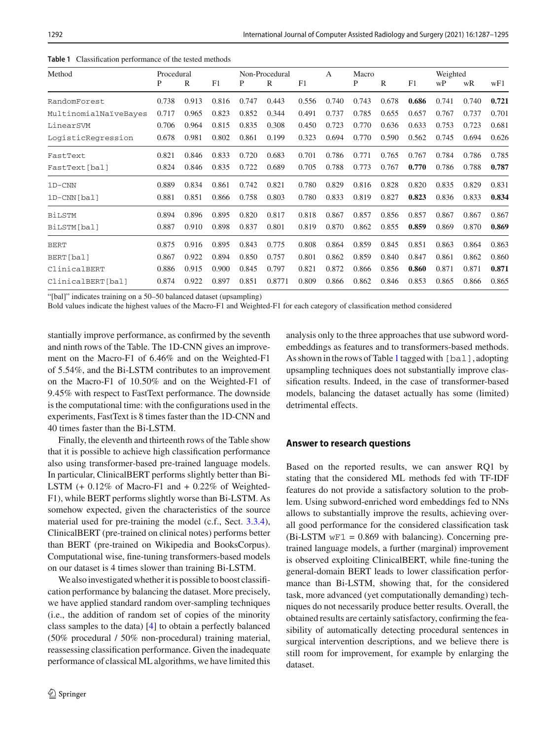**Table 1** Classification performance of the tested methods

| Method | Procedural | | | Non-Procedural | | | A | Macro | | | Weighted | | |
|---|---|---|---|---|---|---|---|---|---|---|---|---|---|
| | P | R | F1 | P | R | F1 | | P | R | F1 | wP | wR | wF1 |
| RandomForest | 0.738 | 0.913 | 0.816 | 0.747 | 0.443 | 0.556 | 0.740 | 0.743 | 0.678 | **0.686** | 0.741 | 0.740 | **0.721** |
| MultinomialNaïveBayes | 0.717 | 0.965 | 0.823 | 0.852 | 0.344 | 0.491 | 0.737 | 0.785 | 0.655 | 0.657 | 0.767 | 0.737 | 0.701 |
| LinearSVM | 0.706 | 0.964 | 0.815 | 0.835 | 0.308 | 0.450 | 0.723 | 0.770 | 0.636 | 0.633 | 0.753 | 0.723 | 0.681 |
| LogisticRegression | 0.678 | 0.981 | 0.802 | 0.861 | 0.199 | 0.323 | 0.694 | 0.770 | 0.590 | 0.562 | 0.745 | 0.694 | 0.626 |
| FastText | 0.821 | 0.846 | 0.833 | 0.720 | 0.683 | 0.701 | 0.786 | 0.771 | 0.765 | 0.767 | 0.784 | 0.786 | 0.785 |
| FastText[bal] | 0.824 | 0.846 | 0.835 | 0.722 | 0.689 | 0.705 | 0.788 | 0.773 | 0.767 | **0.770** | 0.786 | 0.788 | **0.787** |
| 1D-CNN | 0.889 | 0.834 | 0.861 | 0.742 | 0.821 | 0.780 | 0.829 | 0.816 | 0.828 | 0.820 | 0.835 | 0.829 | 0.831 |
| 1D-CNN[bal] | 0.881 | 0.851 | 0.866 | 0.758 | 0.803 | 0.780 | 0.833 | 0.819 | 0.827 | **0.823** | 0.836 | 0.833 | **0.834** |
| BiLSTM | 0.894 | 0.896 | 0.895 | 0.820 | 0.817 | 0.818 | 0.867 | 0.857 | 0.856 | 0.857 | 0.867 | 0.867 | 0.867 |
| BiLSTM[bal] | 0.887 | 0.910 | 0.898 | 0.837 | 0.801 | 0.819 | 0.870 | 0.862 | 0.855 | **0.859** | 0.869 | 0.870 | **0.869** |
| BERT | 0.875 | 0.916 | 0.895 | 0.843 | 0.775 | 0.808 | 0.864 | 0.859 | 0.845 | 0.851 | 0.863 | 0.864 | 0.863 |
| BERT[bal] | 0.867 | 0.922 | 0.894 | 0.850 | 0.757 | 0.801 | 0.862 | 0.859 | 0.840 | 0.847 | 0.861 | 0.862 | 0.860 |
| ClinicalBERT | 0.886 | 0.915 | 0.900 | 0.845 | 0.797 | 0.821 | 0.872 | 0.866 | 0.856 | **0.860** | 0.871 | 0.871 | **0.871** |
| ClinicalBERT[bal] | 0.874 | 0.922 | 0.897 | 0.851 | 0.8771 | 0.809 | 0.866 | 0.862 | 0.846 | 0.853 | 0.865 | 0.866 | 0.865 |

"[bal]" indicates training on a 50–50 balanced dataset (upsampling)

Bold values indicate the highest values of the Macro-F1 and Weighted-F1 for each category of classification method considered

stantially improve performance, as confirmed by the seventh and ninth rows of the Table. The 1D-CNN gives an improvement on the Macro-F1 of 6.46% and on the Weighted-F1 of 5.54%, and the Bi-LSTM contributes to an improvement on the Macro-F1 of 10.50% and on the Weighted-F1 of 9.45% with respect to FastText performance. The downside is the computational time: with the configurations used in the experiments, FastText is 8 times faster than the 1D-CNN and 40 times faster than the Bi-LSTM.

Finally, the eleventh and thirteenth rows of the Table show that it is possible to achieve high classification performance also using transformer-based pre-trained language models. In particular, ClinicalBERT performs slightly better than Bi-LSTM (+ 0.12% of Macro-F1 and + 0.22% of Weighted-F1), while BERT performs slightly worse than Bi-LSTM. As somehow expected, given the characteristics of the source material used for pre-training the model (c.f., Sect. 3.3.4), ClinicalBERT (pre-trained on clinical notes) performs better than BERT (pre-trained on Wikipedia and BooksCorpus). Computational wise, fine-tuning transformers-based models on our dataset is 4 times slower than training Bi-LSTM.

We also investigated whether it is possible to boost classification performance by balancing the dataset. More precisely, we have applied standard random over-sampling techniques (i.e., the addition of random set of copies of the minority class samples to the data) [4] to obtain a perfectly balanced (50% procedural / 50% non-procedural) training material, reassessing classification performance. Given the inadequate performance of classical ML algorithms, we have limited this analysis only to the three approaches that use subword word-embeddings as features and to transformers-based methods. As shown in the rows of Table 1 tagged with `[bal]`, adopting upsampling techniques does not substantially improve classification results. Indeed, in the case of transformer-based models, balancing the dataset actually has some (limited) detrimental effects.

## Answer to research questions

Based on the reported results, we can answer RQ1 by stating that the considered ML methods fed with TF-IDF features do not provide a satisfactory solution to the problem. Using subword-enriched word embeddings fed to NNs allows to substantially improve the results, achieving overall good performance for the considered classification task (Bi-LSTM `wF1` = 0.869 with balancing). Concerning pre-trained language models, a further (marginal) improvement is observed exploiting ClinicalBERT, while fine-tuning the general-domain BERT leads to lower classification performance than Bi-LSTM, showing that, for the considered task, more advanced (yet computationally demanding) techniques do not necessarily produce better results. Overall, the obtained results are certainly satisfactory, confirming the feasibility of automatically detecting procedural sentences in surgical intervention descriptions, and we believe there is still room for improvement, for example by enlarging the dataset.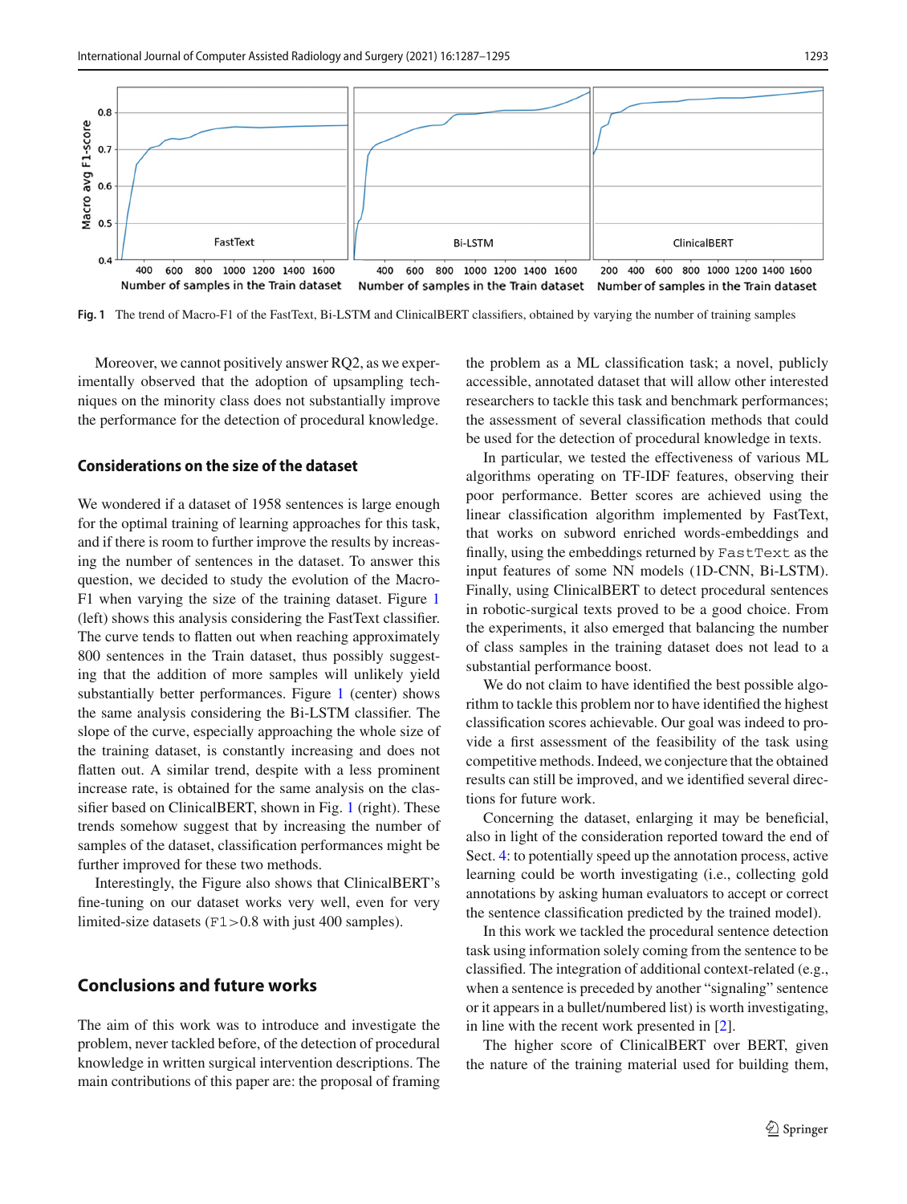Fig. 1 The trend of Macro-F1 of the FastText, Bi-LSTM and ClinicalBERT classifiers, obtained by varying the number of training samples

Moreover, we cannot positively answer RQ2, as we experimentally observed that the adoption of upsampling techniques on the minority class does not substantially improve the performance for the detection of procedural knowledge.

### Considerations on the size of the dataset

We wondered if a dataset of 1958 sentences is large enough for the optimal training of learning approaches for this task, and if there is room to further improve the results by increasing the number of sentences in the dataset. To answer this question, we decided to study the evolution of the Macro-F1 when varying the size of the training dataset. Figure 1 (left) shows this analysis considering the FastText classifier. The curve tends to flatten out when reaching approximately 800 sentences in the Train dataset, thus possibly suggesting that the addition of more samples will unlikely yield substantially better performances. Figure 1 (center) shows the same analysis considering the Bi-LSTM classifier. The slope of the curve, especially approaching the whole size of the training dataset, is constantly increasing and does not flatten out. A similar trend, despite with a less prominent increase rate, is obtained for the same analysis on the classifier based on ClinicalBERT, shown in Fig. 1 (right). These trends somehow suggest that by increasing the number of samples of the dataset, classification performances might be further improved for these two methods.

Interestingly, the Figure also shows that ClinicalBERT's fine-tuning on our dataset works very well, even for very limited-size datasets (F1>0.8 with just 400 samples).

## Conclusions and future works

The aim of this work was to introduce and investigate the problem, never tackled before, of the detection of procedural knowledge in written surgical intervention descriptions. The main contributions of this paper are: the proposal of framing the problem as a ML classification task; a novel, publicly accessible, annotated dataset that will allow other interested researchers to tackle this task and benchmark performances; the assessment of several classification methods that could be used for the detection of procedural knowledge in texts.

In particular, we tested the effectiveness of various ML algorithms operating on TF-IDF features, observing their poor performance. Better scores are achieved using the linear classification algorithm implemented by FastText, that works on subword enriched words-embeddings and finally, using the embeddings returned by `FastText` as the input features of some NN models (1D-CNN, Bi-LSTM). Finally, using ClinicalBERT to detect procedural sentences in robotic-surgical texts proved to be a good choice. From the experiments, it also emerged that balancing the number of class samples in the training dataset does not lead to a substantial performance boost.

We do not claim to have identified the best possible algorithm to tackle this problem nor to have identified the highest classification scores achievable. Our goal was indeed to provide a first assessment of the feasibility of the task using competitive methods. Indeed, we conjecture that the obtained results can still be improved, and we identified several directions for future work.

Concerning the dataset, enlarging it may be beneficial, also in light of the consideration reported toward the end of Sect. 4: to potentially speed up the annotation process, active learning could be worth investigating (i.e., collecting gold annotations by asking human evaluators to accept or correct the sentence classification predicted by the trained model).

In this work we tackled the procedural sentence detection task using information solely coming from the sentence to be classified. The integration of additional context-related (e.g., when a sentence is preceded by another "signaling" sentence or it appears in a bullet/numbered list) is worth investigating, in line with the recent work presented in [2].

The higher score of ClinicalBERT over BERT, given the nature of the training material used for building them,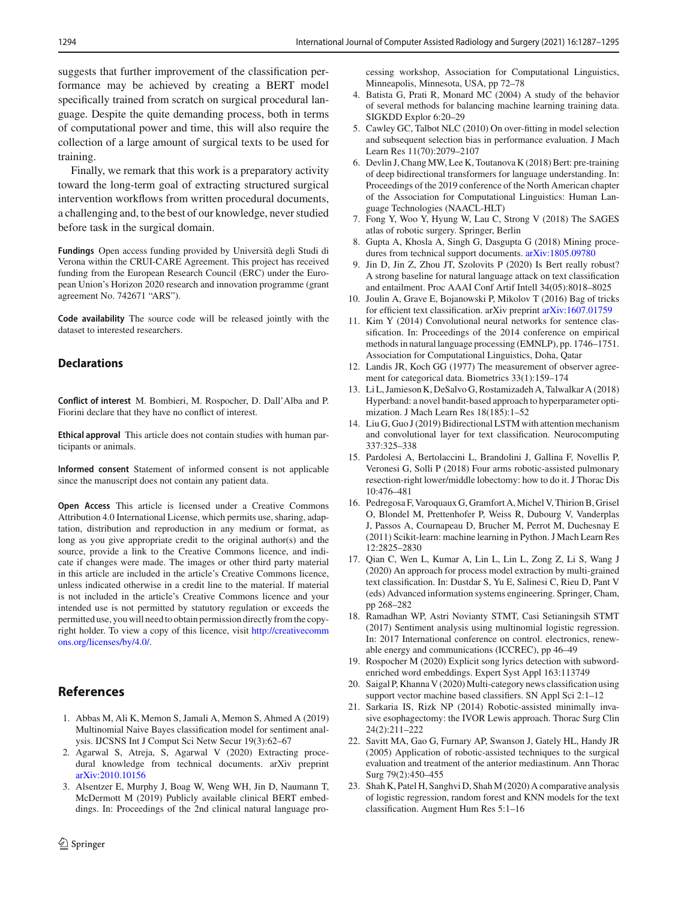suggests that further improvement of the classification performance may be achieved by creating a BERT model specifically trained from scratch on surgical procedural language. Despite the quite demanding process, both in terms of computational power and time, this will also require the collection of a large amount of surgical texts to be used for training.

Finally, we remark that this work is a preparatory activity toward the long-term goal of extracting structured surgical intervention workflows from written procedural documents, a challenging and, to the best of our knowledge, never studied before task in the surgical domain.

**Fundings** Open access funding provided by Università degli Studi di Verona within the CRUI-CARE Agreement. This project has received funding from the European Research Council (ERC) under the European Union's Horizon 2020 research and innovation programme (grant agreement No. 742671 "ARS").

**Code availability** The source code will be released jointly with the dataset to interested researchers.

## Declarations

**Conflict of interest** M. Bombieri, M. Rospocher, D. Dall'Alba and P. Fiorini declare that they have no conflict of interest.

**Ethical approval** This article does not contain studies with human participants or animals.

**Informed consent** Statement of informed consent is not applicable since the manuscript does not contain any patient data.

**Open Access** This article is licensed under a Creative Commons Attribution 4.0 International License, which permits use, sharing, adaptation, distribution and reproduction in any medium or format, as long as you give appropriate credit to the original author(s) and the source, provide a link to the Creative Commons licence, and indicate if changes were made. The images or other third party material in this article are included in the article's Creative Commons licence, unless indicated otherwise in a credit line to the material. If material is not included in the article's Creative Commons licence and your intended use is not permitted by statutory regulation or exceeds the permitted use, you will need to obtain permission directly from the copyright holder. To view a copy of this licence, visit http://creativecommons.org/licenses/by/4.0/.

## References

1. Abbas M, Ali K, Memon S, Jamali A, Memon S, Ahmed A (2019) Multinomial Naive Bayes classification model for sentiment analysis. IJCSNS Int J Comput Sci Netw Secur 19(3):62–67
2. Agarwal S, Atreja, S, Agarwal V (2020) Extracting procedural knowledge from technical documents. arXiv preprint arXiv:2010.10156
3. Alsentzer E, Murphy J, Boag W, Weng WH, Jin D, Naumann T, McDermott M (2019) Publicly available clinical BERT embeddings. In: Proceedings of the 2nd clinical natural language processing workshop, Association for Computational Linguistics, Minneapolis, Minnesota, USA, pp 72–78
4. Batista G, Prati R, Monard MC (2004) A study of the behavior of several methods for balancing machine learning training data. SIGKDD Explor 6:20–29
5. Cawley GC, Talbot NLC (2010) On over-fitting in model selection and subsequent selection bias in performance evaluation. J Mach Learn Res 11(70):2079–2107
6. Devlin J, Chang MW, Lee K, Toutanova K (2018) Bert: pre-training of deep bidirectional transformers for language understanding. In: Proceedings of the 2019 conference of the North American chapter of the Association for Computational Linguistics: Human Language Technologies (NAACL-HLT)
7. Fong Y, Woo Y, Hyung W, Lau C, Strong V (2018) The SAGES atlas of robotic surgery. Springer, Berlin
8. Gupta A, Khosla A, Singh G, Dasgupta G (2018) Mining procedures from technical support documents. arXiv:1805.09780
9. Jin D, Jin Z, Zhou JT, Szolovits P (2020) Is Bert really robust? A strong baseline for natural language attack on text classification and entailment. Proc AAAI Conf Artif Intell 34(05):8018–8025
10. Joulin A, Grave E, Bojanowski P, Mikolov T (2016) Bag of tricks for efficient text classification. arXiv preprint arXiv:1607.01759
11. Kim Y (2014) Convolutional neural networks for sentence classification. In: Proceedings of the 2014 conference on empirical methods in natural language processing (EMNLP), pp. 1746–1751. Association for Computational Linguistics, Doha, Qatar
12. Landis JR, Koch GG (1977) The measurement of observer agreement for categorical data. Biometrics 33(1):159–174
13. Li L, Jamieson K, DeSalvo G, Rostamizadeh A, Talwalkar A (2018) Hyperband: a novel bandit-based approach to hyperparameter optimization. J Mach Learn Res 18(185):1–52
14. Liu G, Guo J (2019) Bidirectional LSTM with attention mechanism and convolutional layer for text classification. Neurocomputing 337:325–338
15. Pardolesi A, Bertolaccini L, Brandolini J, Gallina F, Novellis P, Veronesi G, Solli P (2018) Four arms robotic-assisted pulmonary resection-right lower/middle lobectomy: how to do it. J Thorac Dis 10:476–481
16. Pedregosa F, Varoquaux G, Gramfort A, Michel V, Thirion B, Grisel O, Blondel M, Prettenhofer P, Weiss R, Dubourg V, Vanderplas J, Passos A, Cournapeau D, Brucher M, Perrot M, Duchesnay E (2011) Scikit-learn: machine learning in Python. J Mach Learn Res 12:2825–2830
17. Qian C, Wen L, Kumar A, Lin L, Lin L, Zong Z, Li S, Wang J (2020) An approach for process model extraction by multi-grained text classification. In: Dustdar S, Yu E, Salinesi C, Rieu D, Pant V (eds) Advanced information systems engineering. Springer, Cham, pp 268–282
18. Ramadhan WP, Astri Novianty STMT, Casi Setianingsih STMT (2017) Sentiment analysis using multinomial logistic regression. In: 2017 International conference on control. electronics, renewable energy and communications (ICCREC), pp 46–49
19. Rospocher M (2020) Explicit song lyrics detection with subword-enriched word embeddings. Expert Syst Appl 163:113749
20. Saigal P, Khanna V (2020) Multi-category news classification using support vector machine based classifiers. SN Appl Sci 2:1–12
21. Sarkaria IS, Rizk NP (2014) Robotic-assisted minimally invasive esophagectomy: the IVOR Lewis approach. Thorac Surg Clin 24(2):211–222
22. Savitt MA, Gao G, Furnary AP, Swanson J, Gately HL, Handy JR (2005) Application of robotic-assisted techniques to the surgical evaluation and treatment of the anterior mediastinum. Ann Thorac Surg 79(2):450–455
23. Shah K, Patel H, Sanghvi D, Shah M (2020) A comparative analysis of logistic regression, random forest and KNN models for the text classification. Augment Hum Res 5:1–16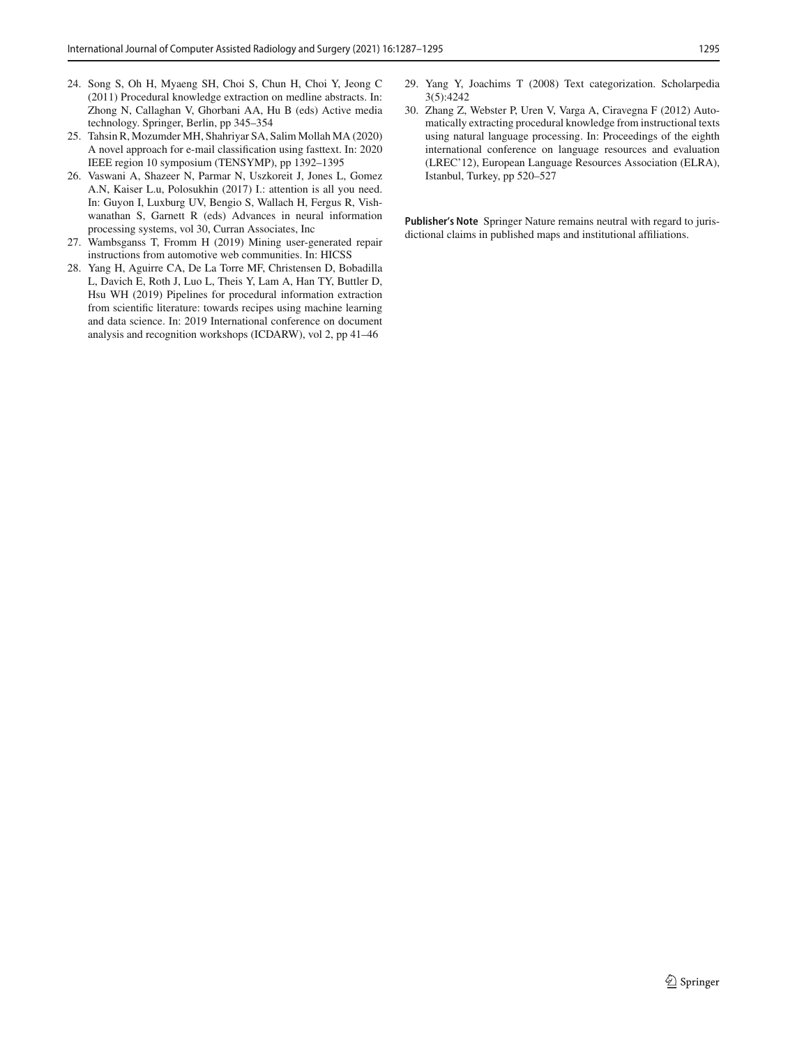24. Song S, Oh H, Myaeng SH, Choi S, Chun H, Choi Y, Jeong C (2011) Procedural knowledge extraction on medline abstracts. In: Zhong N, Callaghan V, Ghorbani AA, Hu B (eds) Active media technology. Springer, Berlin, pp 345–354
25. Tahsin R, Mozumder MH, Shahriyar SA, Salim Mollah MA (2020) A novel approach for e-mail classification using fasttext. In: 2020 IEEE region 10 symposium (TENSYMP), pp 1392–1395
26. Vaswani A, Shazeer N, Parmar N, Uszkoreit J, Jones L, Gomez A.N, Kaiser L.u, Polosukhin (2017) I.: attention is all you need. In: Guyon I, Luxburg UV, Bengio S, Wallach H, Fergus R, Vishwanathan S, Garnett R (eds) Advances in neural information processing systems, vol 30, Curran Associates, Inc
27. Wambsganss T, Fromm H (2019) Mining user-generated repair instructions from automotive web communities. In: HICSS
28. Yang H, Aguirre CA, De La Torre MF, Christensen D, Bobadilla L, Davich E, Roth J, Luo L, Theis Y, Lam A, Han TY, Buttler D, Hsu WH (2019) Pipelines for procedural information extraction from scientific literature: towards recipes using machine learning and data science. In: 2019 International conference on document analysis and recognition workshops (ICDARW), vol 2, pp 41–46
29. Yang Y, Joachims T (2008) Text categorization. Scholarpedia 3(5):4242
30. Zhang Z, Webster P, Uren V, Varga A, Ciravegna F (2012) Automatically extracting procedural knowledge from instructional texts using natural language processing. In: Proceedings of the eighth international conference on language resources and evaluation (LREC'12), European Language Resources Association (ELRA), Istanbul, Turkey, pp 520–527

**Publisher's Note** Springer Nature remains neutral with regard to jurisdictional claims in published maps and institutional affiliations.